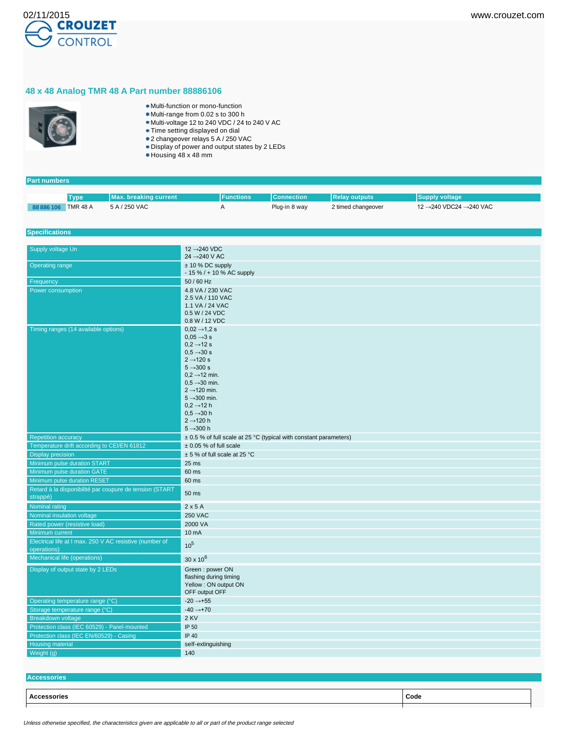# 48 x 48 Analog TMR 48 A Part number 88886106

- Multi-function or mono-function
- Multi-range from 0.02 s to 300 h
- Multi-voltage 12 to 240 VDC / 24 to 240 V AC
- Time setting displayed on dial
- 2 changeover relays 5 A / 250 VAC
- Display of power and output states by 2 LEDs
- Housing 48 x 48 mm

## Part numbers

| | Type | Max. breaking current | Functions | Connection | Relay outputs | Supply voltage |
|---|---|---|---|---|---|---|
| 88 886 106 | TMR 48 A | 5 A / 250 VAC | A | Plug-in 8 way | 2 timed changeover | 12 →240 VDC24 →240 VAC |

## Specifications

| | |
|---|---|
| Supply voltage Un | 12 →240 VDC<br>24 →240 V AC |
| Operating range | ± 10 % DC supply<br>- 15 % / + 10 % AC supply |
| Frequency | 50 / 60 Hz |
| Power consumption | 4.8 VA / 230 VAC<br>2.5 VA / 110 VAC<br>1.1 VA / 24 VAC<br>0.5 W / 24 VDC<br>0.8 W / 12 VDC |
| Timing ranges (14 available options) | 0,02 →1,2 s<br>0,05 →3 s<br>0,2 →12 s<br>0,5 →30 s<br>2 →120 s<br>5 →300 s<br>0,2 →12 min.<br>0,5 →30 min.<br>2 →120 min.<br>5 →300 min.<br>0,2 →12 h<br>0,5 →30 h<br>2 →120 h<br>5 →300 h |
| Repetition accuracy | ± 0.5 % of full scale at 25 °C (typical with constant parameters) |
| Temperature drift according to CEI/EN 61812 | ± 0.05 % of full scale |
| Display precision | ± 5 % of full scale at 25 °C |
| Minimum pulse duration START | 25 ms |
| Minimum pulse duration GATE | 60 ms |
| Minimum pulse duration RESET | 60 ms |
| Retard à la disponibilité par coupure de tension (START strappé) | 50 ms |
| Nominal rating | 2 x 5 A |
| Nominal insulation voltage | 250 VAC |
| Rated power (resistive load) | 2000 VA |
| Minimum current | 10 mA |
| Electrical life at I max. 250 V AC resistive (number of operations) | $10^5$ |
| Mechanical life (operations) | $30 \times 10^6$ |
| Display of output state by 2 LEDs | Green : power ON<br>flashing during timing<br>Yellow : ON output ON<br>OFF output OFF |
| Operating temperature range (°C) | -20 →+55 |
| Storage temperature range (°C) | -40 →+70 |
| Breakdown voltage | 2 KV |
| Protection class (IEC 60529) - Panel-mounted | IP 50 |
| Protection class (IEC EN/60529) - Casing | IP 40 |
| Housing material | self-extinguishing |
| Weight (g) | 140 |

## Accessories

| Accessories | Code |
|---|---|

*Unless otherwise specified, the characteristics given are applicable to all or part of the product range selected*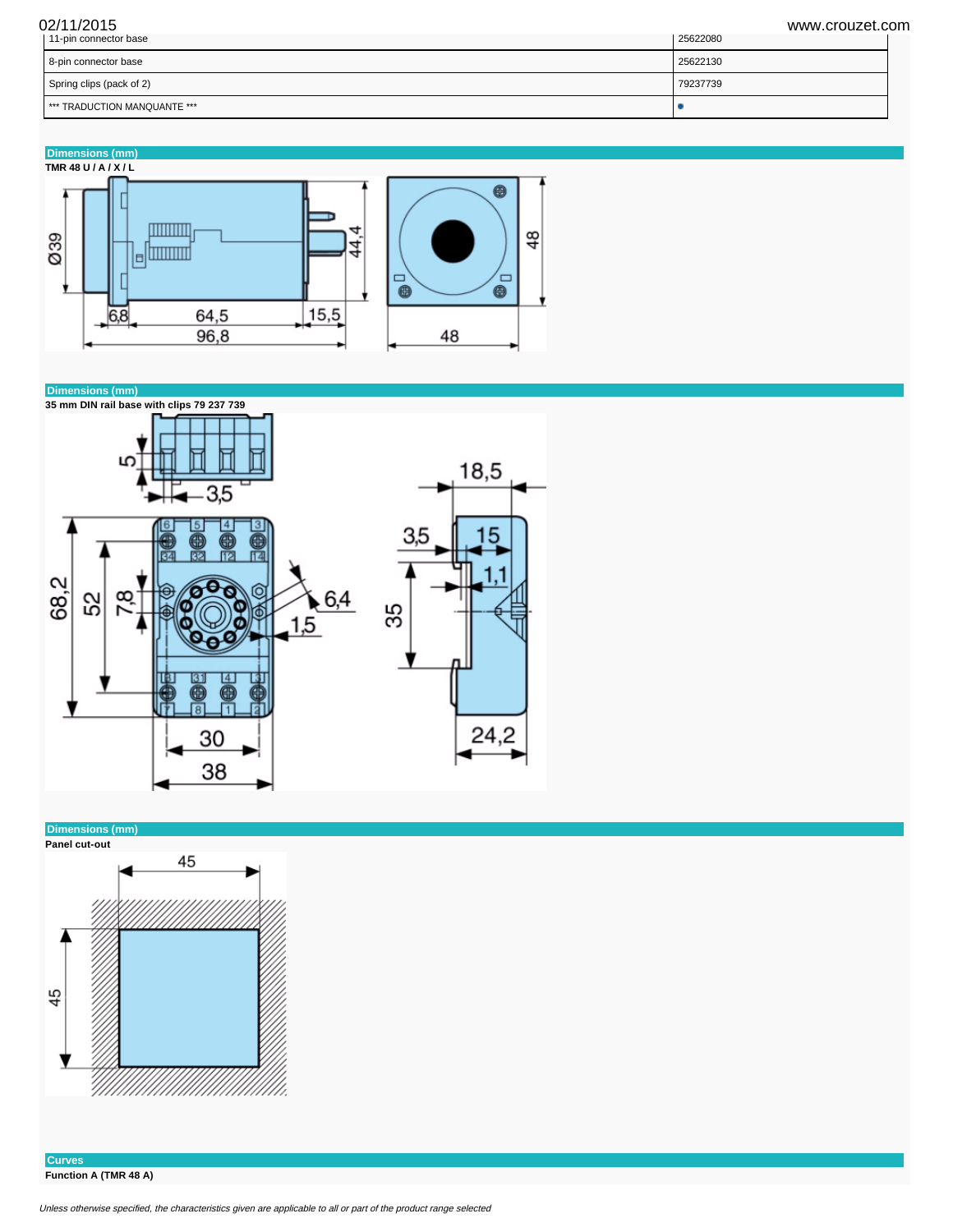| | |
|---|---|
| 11-pin connector base | 25622080 |
| 8-pin connector base | 25622130 |
| Spring clips (pack of 2) | 79237739 |
| *** TRADUCTION MANQUANTE *** | • |

## Dimensions (mm)

**TMR 48 U / A / X / L**

## Dimensions (mm)

**35 mm DIN rail base with clips 79 237 739**

## Dimensions (mm)

**Panel cut-out**

## Curves

**Function A (TMR 48 A)**

*Unless otherwise specified, the characteristics given are applicable to all or part of the product range selected*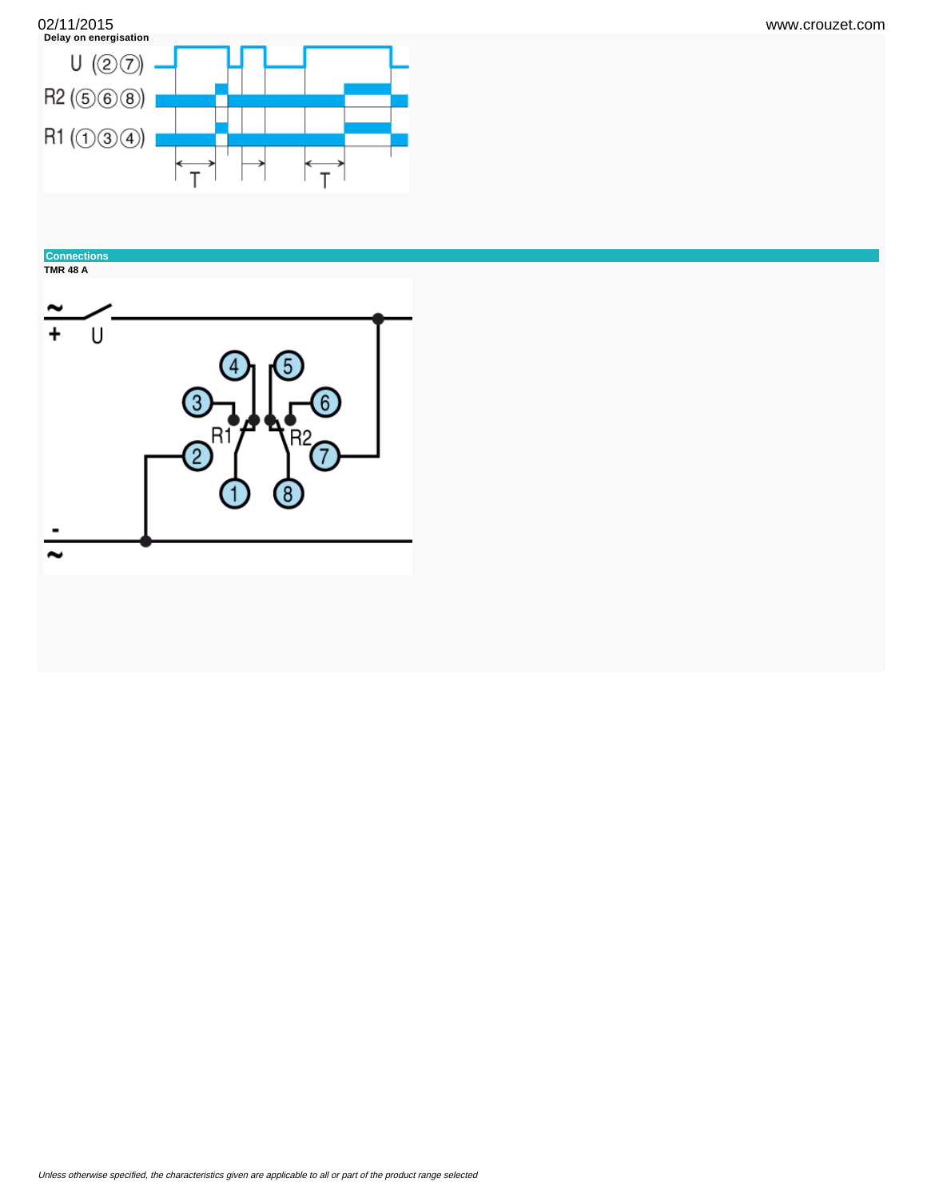**Delay on energisation**

U (2)(7)

R2 (5)(6)(8)

R1 (1)(3)(4)

T

T

## Connections

**TMR 48 A**

~ + U

R1 R2

4 5 3 6 2 7 1 8

- ~

*Unless otherwise specified, the characteristics given are applicable to all or part of the product range selected*